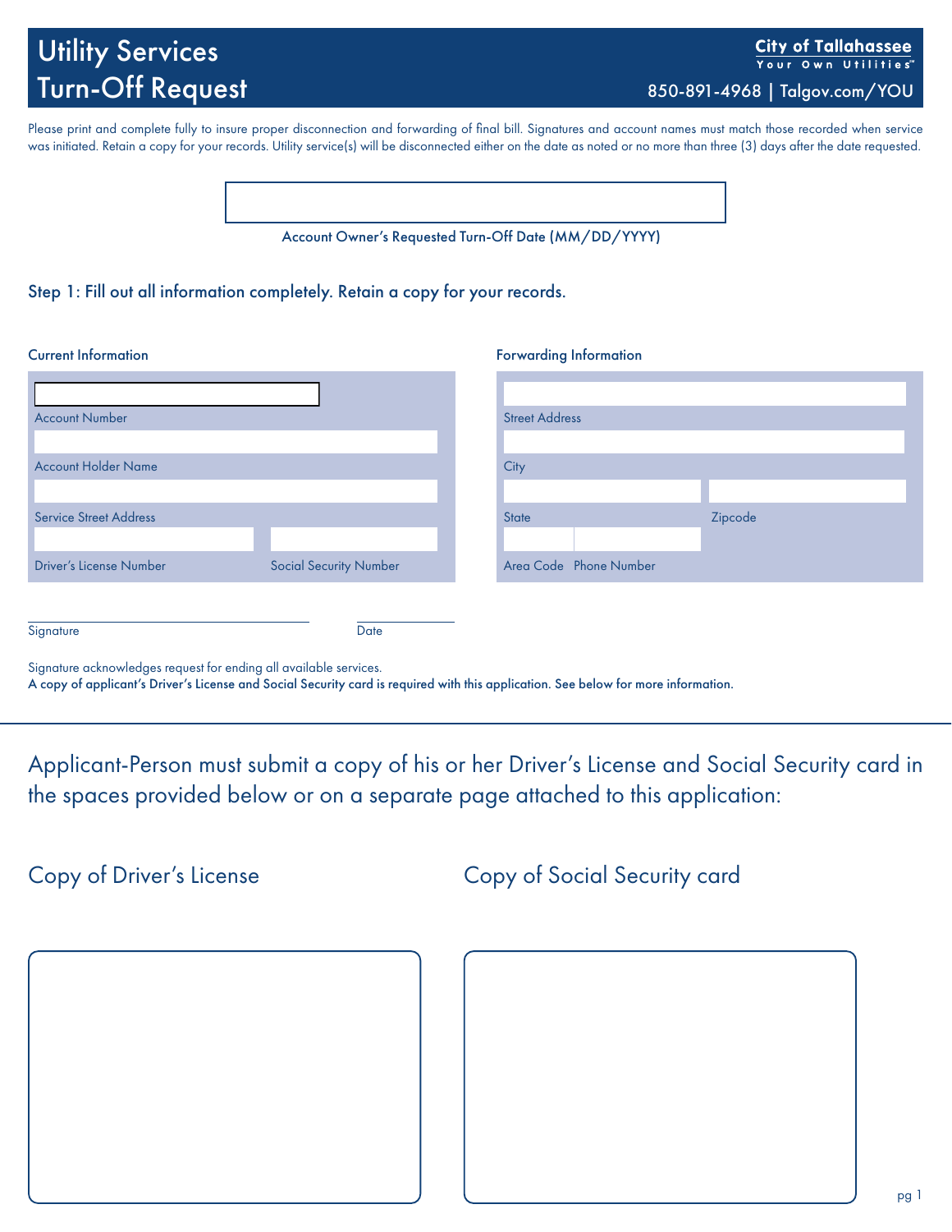# Utility Services Turn-Off Request

**City of Tallahassee**
Your Own Utilities™

850-891-4968 | Talgov.com/YOU

Please print and complete fully to insure proper disconnection and forwarding of final bill. Signatures and account names must match those recorded when service was initiated. Retain a copy for your records. Utility service(s) will be disconnected either on the date as noted or no more than three (3) days after the date requested.

Account Owner's Requested Turn-Off Date (MM/DD/YYYY)

### Step 1: Fill out all information completely. Retain a copy for your records.

**Current Information**

Account Number

Account Holder Name

Service Street Address

Driver's License Number | Social Security Number

**Forwarding Information**

Street Address

City

State | Zipcode

Area Code | Phone Number

Signature | Date

Signature acknowledges request for ending all available services.

**A copy of applicant's Driver's License and Social Security card is required with this application. See below for more information.**

---

Applicant-Person must submit a copy of his or her Driver's License and Social Security card in the spaces provided below or on a separate page attached to this application:

Copy of Driver's License

Copy of Social Security card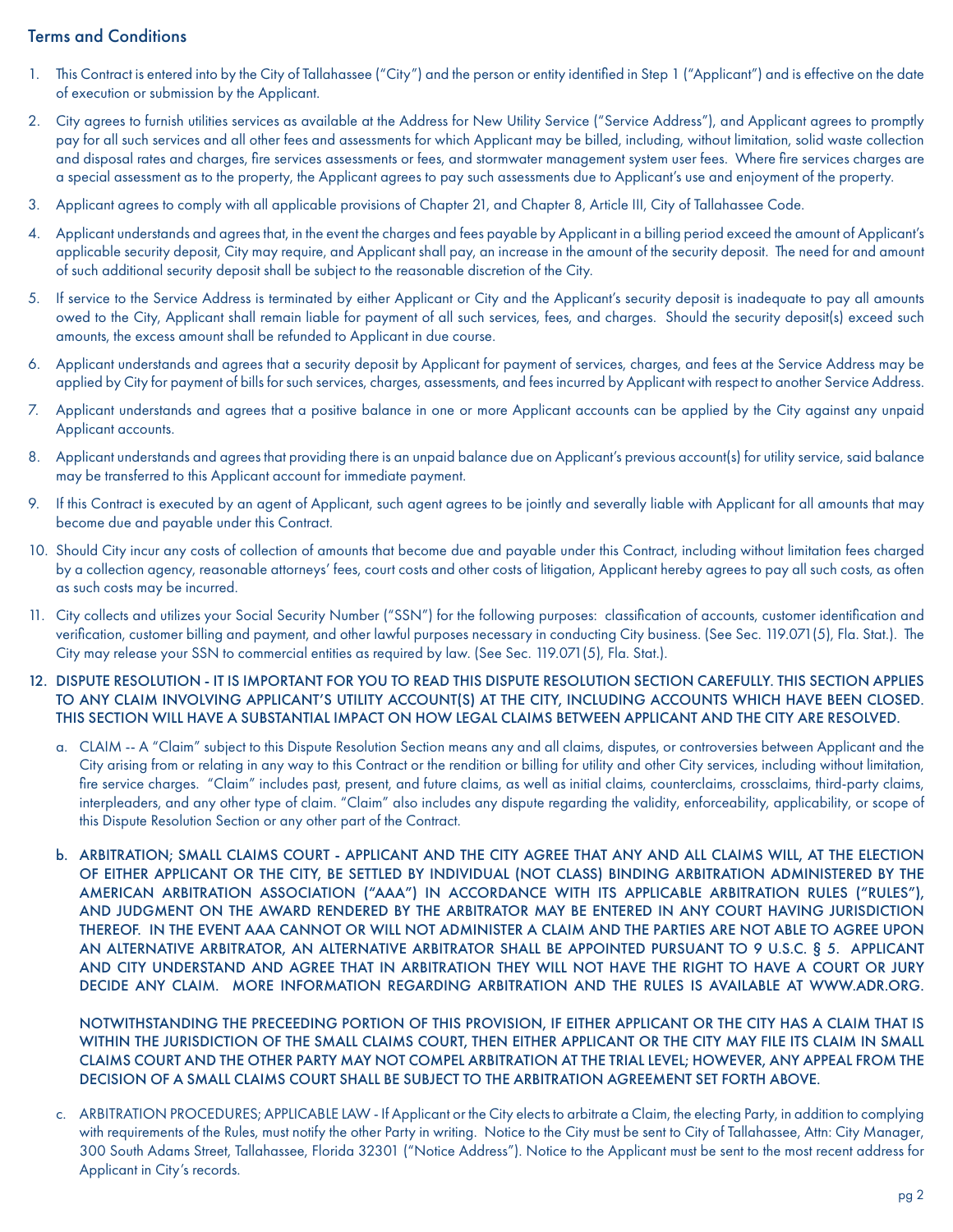## Terms and Conditions

1. This Contract is entered into by the City of Tallahassee ("City") and the person or entity identified in Step 1 ("Applicant") and is effective on the date of execution or submission by the Applicant.

2. City agrees to furnish utilities services as available at the Address for New Utility Service ("Service Address"), and Applicant agrees to promptly pay for all such services and all other fees and assessments for which Applicant may be billed, including, without limitation, solid waste collection and disposal rates and charges, fire services assessments or fees, and stormwater management system user fees. Where fire services charges are a special assessment as to the property, the Applicant agrees to pay such assessments due to Applicant's use and enjoyment of the property.

3. Applicant agrees to comply with all applicable provisions of Chapter 21, and Chapter 8, Article III, City of Tallahassee Code.

4. Applicant understands and agrees that, in the event the charges and fees payable by Applicant in a billing period exceed the amount of Applicant's applicable security deposit, City may require, and Applicant shall pay, an increase in the amount of the security deposit. The need for and amount of such additional security deposit shall be subject to the reasonable discretion of the City.

5. If service to the Service Address is terminated by either Applicant or City and the Applicant's security deposit is inadequate to pay all amounts owed to the City, Applicant shall remain liable for payment of all such services, fees, and charges. Should the security deposit(s) exceed such amounts, the excess amount shall be refunded to Applicant in due course.

6. Applicant understands and agrees that a security deposit by Applicant for payment of services, charges, and fees at the Service Address may be applied by City for payment of bills for such services, charges, assessments, and fees incurred by Applicant with respect to another Service Address.

7. Applicant understands and agrees that a positive balance in one or more Applicant accounts can be applied by the City against any unpaid Applicant accounts.

8. Applicant understands and agrees that providing there is an unpaid balance due on Applicant's previous account(s) for utility service, said balance may be transferred to this Applicant account for immediate payment.

9. If this Contract is executed by an agent of Applicant, such agent agrees to be jointly and severally liable with Applicant for all amounts that may become due and payable under this Contract.

10. Should City incur any costs of collection of amounts that become due and payable under this Contract, including without limitation fees charged by a collection agency, reasonable attorneys' fees, court costs and other costs of litigation, Applicant hereby agrees to pay all such costs, as often as such costs may be incurred.

11. City collects and utilizes your Social Security Number ("SSN") for the following purposes: classification of accounts, customer identification and verification, customer billing and payment, and other lawful purposes necessary in conducting City business. (See Sec. 119.071(5), Fla. Stat.). The City may release your SSN to commercial entities as required by law. (See Sec. 119.071(5), Fla. Stat.).

12. DISPUTE RESOLUTION - IT IS IMPORTANT FOR YOU TO READ THIS DISPUTE RESOLUTION SECTION CAREFULLY. THIS SECTION APPLIES TO ANY CLAIM INVOLVING APPLICANT'S UTILITY ACCOUNT(S) AT THE CITY, INCLUDING ACCOUNTS WHICH HAVE BEEN CLOSED. THIS SECTION WILL HAVE A SUBSTANTIAL IMPACT ON HOW LEGAL CLAIMS BETWEEN APPLICANT AND THE CITY ARE RESOLVED.

    a. CLAIM -- A "Claim" subject to this Dispute Resolution Section means any and all claims, disputes, or controversies between Applicant and the City arising from or relating in any way to this Contract or the rendition or billing for utility and other City services, including without limitation, fire service charges. "Claim" includes past, present, and future claims, as well as initial claims, counterclaims, crossclaims, third-party claims, interpleaders, and any other type of claim. "Claim" also includes any dispute regarding the validity, enforceability, applicability, or scope of this Dispute Resolution Section or any other part of the Contract.

    b. ARBITRATION; SMALL CLAIMS COURT - APPLICANT AND THE CITY AGREE THAT ANY AND ALL CLAIMS WILL, AT THE ELECTION OF EITHER APPLICANT OR THE CITY, BE SETTLED BY INDIVIDUAL (NOT CLASS) BINDING ARBITRATION ADMINISTERED BY THE AMERICAN ARBITRATION ASSOCIATION ("AAA") IN ACCORDANCE WITH ITS APPLICABLE ARBITRATION RULES ("RULES"), AND JUDGMENT ON THE AWARD RENDERED BY THE ARBITRATOR MAY BE ENTERED IN ANY COURT HAVING JURISDICTION THEREOF. IN THE EVENT AAA CANNOT OR WILL NOT ADMINISTER A CLAIM AND THE PARTIES ARE NOT ABLE TO AGREE UPON AN ALTERNATIVE ARBITRATOR, AN ALTERNATIVE ARBITRATOR SHALL BE APPOINTED PURSUANT TO 9 U.S.C. § 5. APPLICANT AND CITY UNDERSTAND AND AGREE THAT IN ARBITRATION THEY WILL NOT HAVE THE RIGHT TO HAVE A COURT OR JURY DECIDE ANY CLAIM. MORE INFORMATION REGARDING ARBITRATION AND THE RULES IS AVAILABLE AT WWW.ADR.ORG.

       NOTWITHSTANDING THE PRECEEDING PORTION OF THIS PROVISION, IF EITHER APPLICANT OR THE CITY HAS A CLAIM THAT IS WITHIN THE JURISDICTION OF THE SMALL CLAIMS COURT, THEN EITHER APPLICANT OR THE CITY MAY FILE ITS CLAIM IN SMALL CLAIMS COURT AND THE OTHER PARTY MAY NOT COMPEL ARBITRATION AT THE TRIAL LEVEL; HOWEVER, ANY APPEAL FROM THE DECISION OF A SMALL CLAIMS COURT SHALL BE SUBJECT TO THE ARBITRATION AGREEMENT SET FORTH ABOVE.

    c. ARBITRATION PROCEDURES; APPLICABLE LAW - If Applicant or the City elects to arbitrate a Claim, the electing Party, in addition to complying with requirements of the Rules, must notify the other Party in writing. Notice to the City must be sent to City of Tallahassee, Attn: City Manager, 300 South Adams Street, Tallahassee, Florida 32301 ("Notice Address"). Notice to the Applicant must be sent to the most recent address for Applicant in City's records.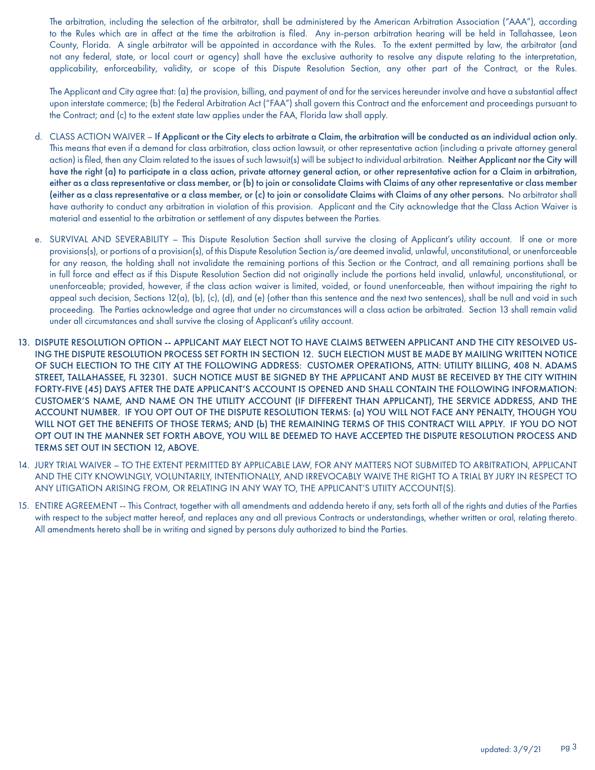The arbitration, including the selection of the arbitrator, shall be administered by the American Arbitration Association ("AAA"), according to the Rules which are in affect at the time the arbitration is filed. Any in-person arbitration hearing will be held in Tallahassee, Leon County, Florida. A single arbitrator will be appointed in accordance with the Rules. To the extent permitted by law, the arbitrator (and not any federal, state, or local court or agency) shall have the exclusive authority to resolve any dispute relating to the interpretation, applicability, enforceability, validity, or scope of this Dispute Resolution Section, any other part of the Contract, or the Rules.

The Applicant and City agree that: (a) the provision, billing, and payment of and for the services hereunder involve and have a substantial affect upon interstate commerce; (b) the Federal Arbitration Act ("FAA") shall govern this Contract and the enforcement and proceedings pursuant to the Contract; and (c) to the extent state law applies under the FAA, Florida law shall apply.

d. CLASS ACTION WAIVER – **If Applicant or the City elects to arbitrate a Claim, the arbitration will be conducted as an individual action only.** This means that even if a demand for class arbitration, class action lawsuit, or other representative action (including a private attorney general action) is filed, then any Claim related to the issues of such lawsuit(s) will be subject to individual arbitration. **Neither Applicant nor the City will have the right (a) to participate in a class action, private attorney general action, or other representative action for a Claim in arbitration, either as a class representative or class member, or (b) to join or consolidate Claims with Claims of any other representative or class member (either as a class representative or a class member, or (c) to join or consolidate Claims with Claims of any other persons.** No arbitrator shall have authority to conduct any arbitration in violation of this provision. Applicant and the City acknowledge that the Class Action Waiver is material and essential to the arbitration or settlement of any disputes between the Parties.

e. SURVIVAL AND SEVERABILITY – This Dispute Resolution Section shall survive the closing of Applicant's utility account. If one or more provisions(s), or portions of a provision(s), of this Dispute Resolution Section is/are deemed invalid, unlawful, unconstitutional, or unenforceable for any reason, the holding shall not invalidate the remaining portions of this Section or the Contract, and all remaining portions shall be in full force and effect as if this Dispute Resolution Section did not originally include the portions held invalid, unlawful, unconstitutional, or unenforceable; provided, however, if the class action waiver is limited, voided, or found unenforceable, then without impairing the right to appeal such decision, Sections 12(a), (b), (c), (d), and (e) (other than this sentence and the next two sentences), shall be null and void in such proceeding. The Parties acknowledge and agree that under no circumstances will a class action be arbitrated. Section 13 shall remain valid under all circumstances and shall survive the closing of Applicant's utility account.

13. DISPUTE RESOLUTION OPTION -- APPLICANT MAY ELECT NOT TO HAVE CLAIMS BETWEEN APPLICANT AND THE CITY RESOLVED USING THE DISPUTE RESOLUTION PROCESS SET FORTH IN SECTION 12. SUCH ELECTION MUST BE MADE BY MAILING WRITTEN NOTICE OF SUCH ELECTION TO THE CITY AT THE FOLLOWING ADDRESS: CUSTOMER OPERATIONS, ATTN: UTILITY BILLING, 408 N. ADAMS STREET, TALLAHASSEE, FL 32301. SUCH NOTICE MUST BE SIGNED BY THE APPLICANT AND MUST BE RECEIVED BY THE CITY WITHIN FORTY-FIVE (45) DAYS AFTER THE DATE APPLICANT'S ACCOUNT IS OPENED AND SHALL CONTAIN THE FOLLOWING INFORMATION: CUSTOMER'S NAME, AND NAME ON THE UTILITY ACCOUNT (IF DIFFERENT THAN APPLICANT), THE SERVICE ADDRESS, AND THE ACCOUNT NUMBER. IF YOU OPT OUT OF THE DISPUTE RESOLUTION TERMS: (a) YOU WILL NOT FACE ANY PENALTY, THOUGH YOU WILL NOT GET THE BENEFITS OF THOSE TERMS; AND (b) THE REMAINING TERMS OF THIS CONTRACT WILL APPLY. IF YOU DO NOT OPT OUT IN THE MANNER SET FORTH ABOVE, YOU WILL BE DEEMED TO HAVE ACCEPTED THE DISPUTE RESOLUTION PROCESS AND TERMS SET OUT IN SECTION 12, ABOVE.

14. JURY TRIAL WAIVER – TO THE EXTENT PERMITTED BY APPLICABLE LAW, FOR ANY MATTERS NOT SUBMITED TO ARBITRATION, APPLICANT AND THE CITY KNOWLNGLY, VOLUNTARILY, INTENTIONALLY, AND IRREVOCABLY WAIVE THE RIGHT TO A TRIAL BY JURY IN RESPECT TO ANY LITIGATION ARISING FROM, OR RELATING IN ANY WAY TO, THE APPLICANT'S UTIITY ACCOUNT(S).

15. ENTIRE AGREEMENT -- This Contract, together with all amendments and addenda hereto if any, sets forth all of the rights and duties of the Parties with respect to the subject matter hereof, and replaces any and all previous Contracts or understandings, whether written or oral, relating thereto. All amendments hereto shall be in writing and signed by persons duly authorized to bind the Parties.

updated: 3/9/21